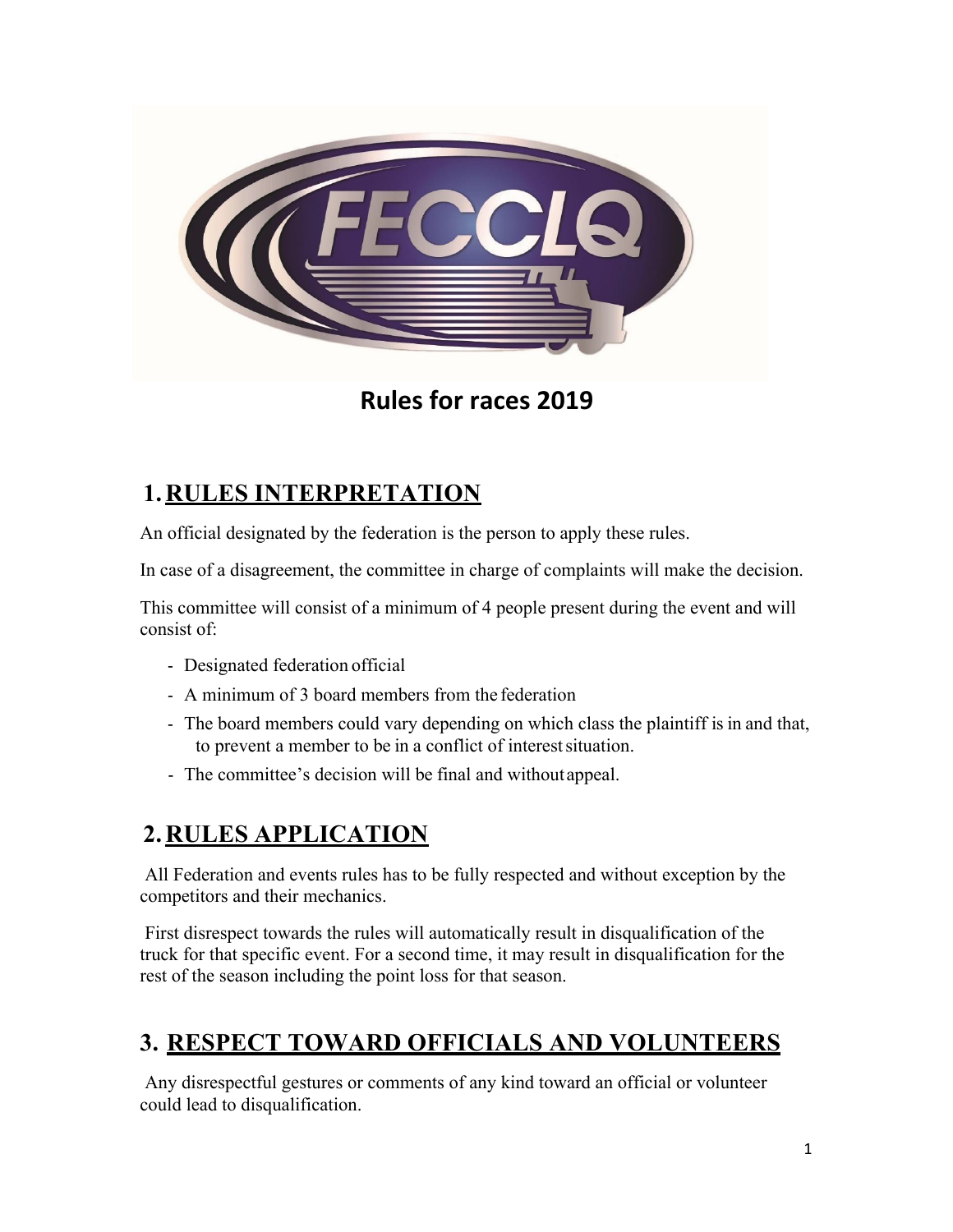FECCLQ

# Rules for races 2019

## 1. RULES INTERPRETATION

An official designated by the federation is the person to apply these rules.

In case of a disagreement, the committee in charge of complaints will make the decision.

This committee will consist of a minimum of 4 people present during the event and will consist of:

- Designated federation official
- A minimum of 3 board members from the federation
- The board members could vary depending on which class the plaintiff is in and that, to prevent a member to be in a conflict of interest situation.
- The committee's decision will be final and without appeal.

## 2. RULES APPLICATION

All Federation and events rules has to be fully respected and without exception by the competitors and their mechanics.

First disrespect towards the rules will automatically result in disqualification of the truck for that specific event. For a second time, it may result in disqualification for the rest of the season including the point loss for that season.

## 3. RESPECT TOWARD OFFICIALS AND VOLUNTEERS

Any disrespectful gestures or comments of any kind toward an official or volunteer could lead to disqualification.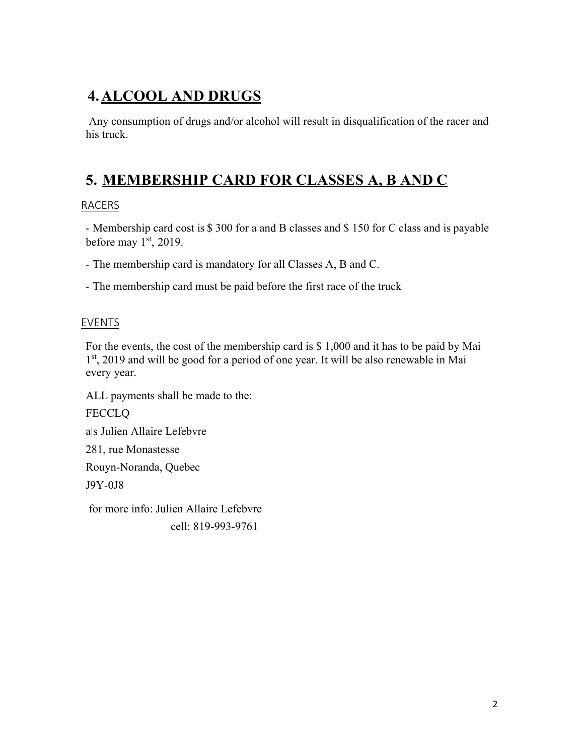## 4. ALCOOL AND DRUGS

Any consumption of drugs and/or alcohol will result in disqualification of the racer and his truck.

## 5. MEMBERSHIP CARD FOR CLASSES A, B AND C

### RACERS

- Membership card cost is $ 300 for a and B classes and $ 150 for C class and is payable before may 1st, 2019.
- The membership card is mandatory for all Classes A, B and C.
- The membership card must be paid before the first race of the truck

### EVENTS

For the events, the cost of the membership card is $ 1,000 and it has to be paid by Mai 1st, 2019 and will be good for a period of one year. It will be also renewable in Mai every year.

ALL payments shall be made to the:

FECCLQ

a|s Julien Allaire Lefebvre

281, rue Monastesse

Rouyn-Noranda, Quebec

J9Y-0J8

for more info: Julien Allaire Lefebvre

cell: 819-993-9761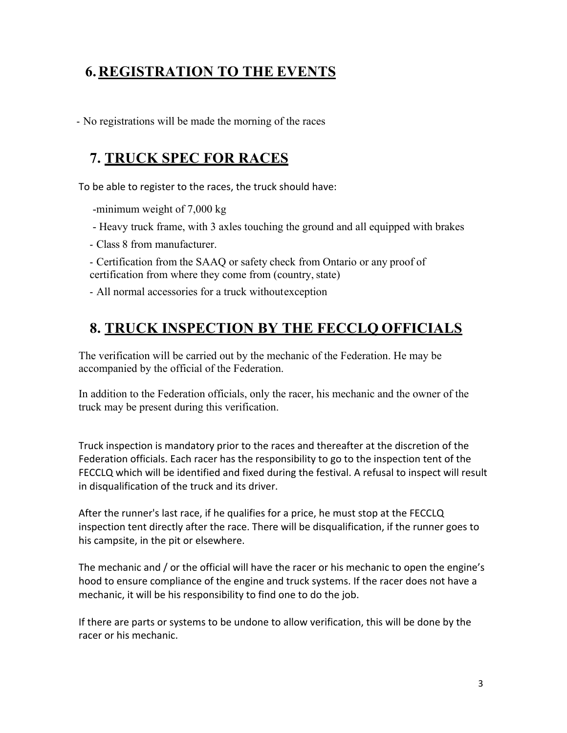## 6. REGISTRATION TO THE EVENTS

- No registrations will be made the morning of the races

## 7. TRUCK SPEC FOR RACES

To be able to register to the races, the truck should have:

- minimum weight of 7,000 kg
- Heavy truck frame, with 3 axles touching the ground and all equipped with brakes
- Class 8 from manufacturer.
- Certification from the SAAQ or safety check from Ontario or any proof of certification from where they come from (country, state)
- All normal accessories for a truck withoutexception

## 8. TRUCK INSPECTION BY THE FECCLQ OFFICIALS

The verification will be carried out by the mechanic of the Federation. He may be accompanied by the official of the Federation.

In addition to the Federation officials, only the racer, his mechanic and the owner of the truck may be present during this verification.

Truck inspection is mandatory prior to the races and thereafter at the discretion of the Federation officials. Each racer has the responsibility to go to the inspection tent of the FECCLQ which will be identified and fixed during the festival. A refusal to inspect will result in disqualification of the truck and its driver.

After the runner's last race, if he qualifies for a price, he must stop at the FECCLQ inspection tent directly after the race. There will be disqualification, if the runner goes to his campsite, in the pit or elsewhere.

The mechanic and / or the official will have the racer or his mechanic to open the engine's hood to ensure compliance of the engine and truck systems. If the racer does not have a mechanic, it will be his responsibility to find one to do the job.

If there are parts or systems to be undone to allow verification, this will be done by the racer or his mechanic.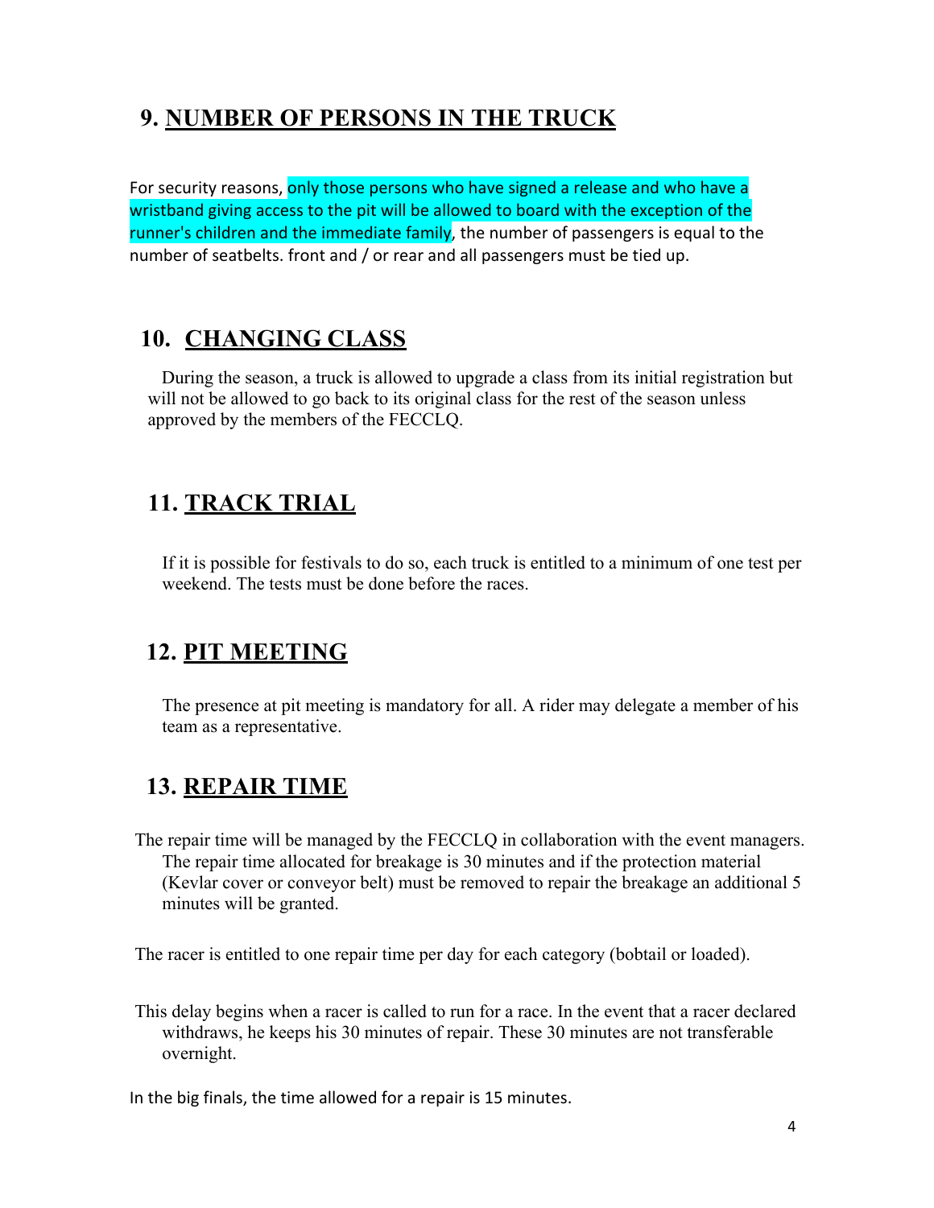## 9. NUMBER OF PERSONS IN THE TRUCK

For security reasons, only those persons who have signed a release and who have a wristband giving access to the pit will be allowed to board with the exception of the runner's children and the immediate family, the number of passengers is equal to the number of seatbelts. front and / or rear and all passengers must be tied up.

## 10. CHANGING CLASS

During the season, a truck is allowed to upgrade a class from its initial registration but will not be allowed to go back to its original class for the rest of the season unless approved by the members of the FECCLQ.

## 11. TRACK TRIAL

If it is possible for festivals to do so, each truck is entitled to a minimum of one test per weekend. The tests must be done before the races.

## 12. PIT MEETING

The presence at pit meeting is mandatory for all. A rider may delegate a member of his team as a representative.

## 13. REPAIR TIME

The repair time will be managed by the FECCLQ in collaboration with the event managers. The repair time allocated for breakage is 30 minutes and if the protection material (Kevlar cover or conveyor belt) must be removed to repair the breakage an additional 5 minutes will be granted.

The racer is entitled to one repair time per day for each category (bobtail or loaded).

This delay begins when a racer is called to run for a race. In the event that a racer declared withdraws, he keeps his 30 minutes of repair. These 30 minutes are not transferable overnight.

In the big finals, the time allowed for a repair is 15 minutes.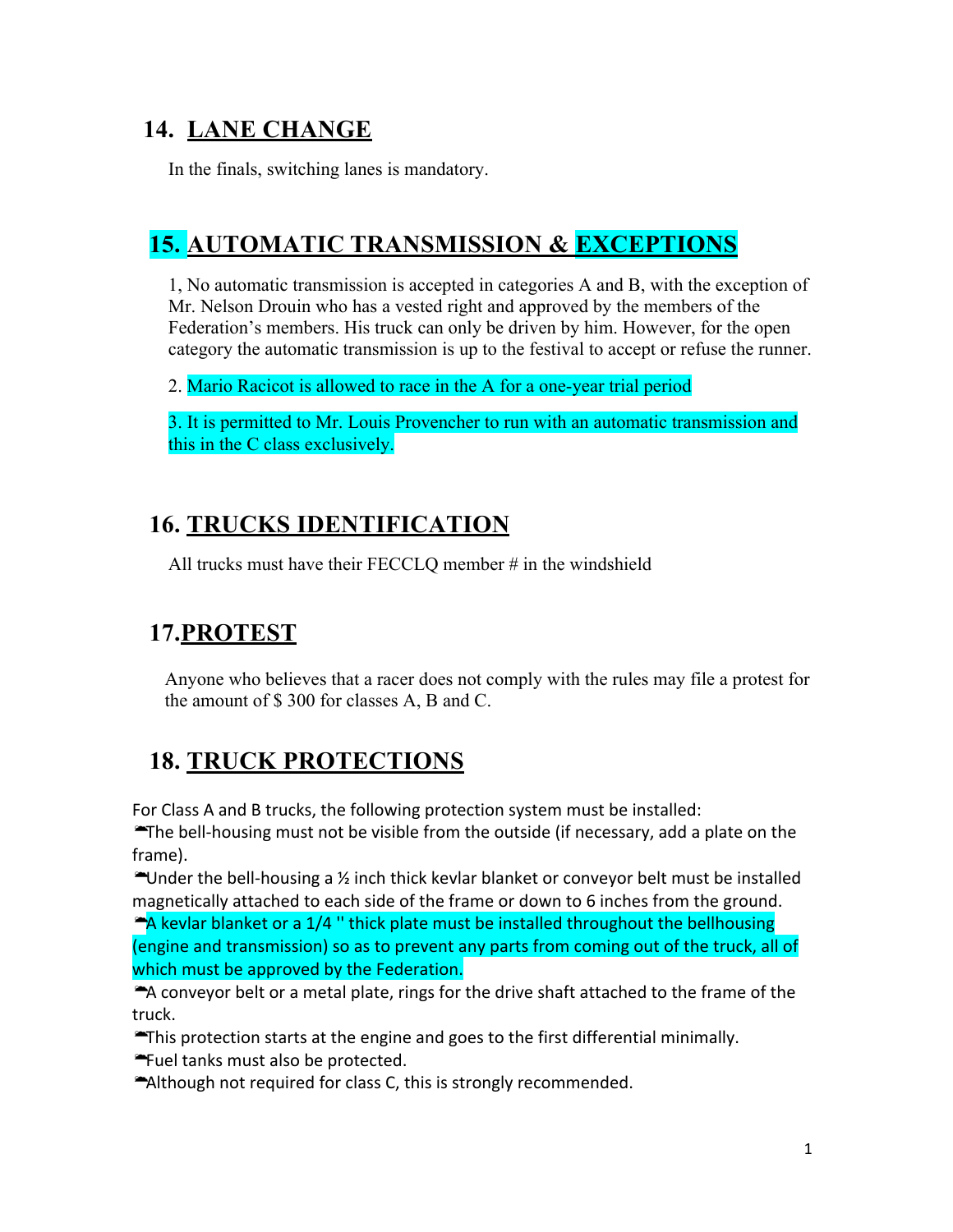## 14. LANE CHANGE

In the finals, switching lanes is mandatory.

## 15. AUTOMATIC TRANSMISSION & EXCEPTIONS

1, No automatic transmission is accepted in categories A and B, with the exception of Mr. Nelson Drouin who has a vested right and approved by the members of the Federation's members. His truck can only be driven by him. However, for the open category the automatic transmission is up to the festival to accept or refuse the runner.

2. Mario Racicot is allowed to race in the A for a one-year trial period

3. It is permitted to Mr. Louis Provencher to run with an automatic transmission and this in the C class exclusively.

## 16. TRUCKS IDENTIFICATION

All trucks must have their FECCLQ member # in the windshield

## 17.PROTEST

Anyone who believes that a racer does not comply with the rules may file a protest for the amount of $ 300 for classes A, B and C.

## 18. TRUCK PROTECTIONS

For Class A and B trucks, the following protection system must be installed:

- The bell-housing must not be visible from the outside (if necessary, add a plate on the frame).
- Under the bell-housing a ½ inch thick kevlar blanket or conveyor belt must be installed magnetically attached to each side of the frame or down to 6 inches from the ground.
- A kevlar blanket or a 1/4 '' thick plate must be installed throughout the bellhousing (engine and transmission) so as to prevent any parts from coming out of the truck, all of which must be approved by the Federation.
- A conveyor belt or a metal plate, rings for the drive shaft attached to the frame of the truck.
- This protection starts at the engine and goes to the first differential minimally.
- Fuel tanks must also be protected.
- Although not required for class C, this is strongly recommended.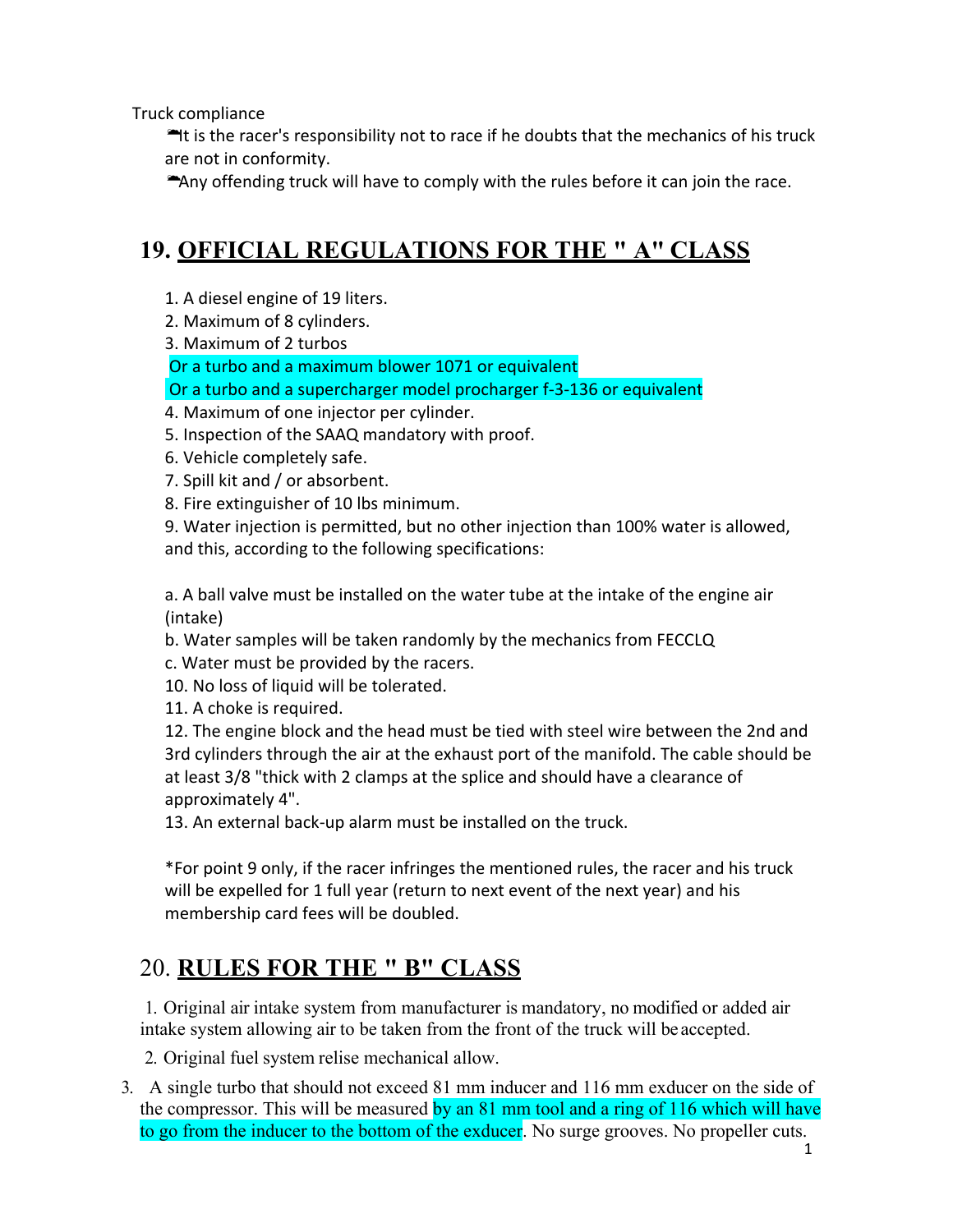Truck compliance

- It is the racer's responsibility not to race if he doubts that the mechanics of his truck are not in conformity.
- Any offending truck will have to comply with the rules before it can join the race.

## 19. OFFICIAL REGULATIONS FOR THE " A" CLASS

1. A diesel engine of 19 liters.
2. Maximum of 8 cylinders.
3. Maximum of 2 turbos
 Or a turbo and a maximum blower 1071 or equivalent
 Or a turbo and a supercharger model procharger f-3-136 or equivalent
4. Maximum of one injector per cylinder.
5. Inspection of the SAAQ mandatory with proof.
6. Vehicle completely safe.
7. Spill kit and / or absorbent.
8. Fire extinguisher of 10 lbs minimum.
9. Water injection is permitted, but no other injection than 100% water is allowed, and this, according to the following specifications:

   a. A ball valve must be installed on the water tube at the intake of the engine air (intake)
   b. Water samples will be taken randomly by the mechanics from FECCLQ
   c. Water must be provided by the racers.
10. No loss of liquid will be tolerated.
11. A choke is required.
12. The engine block and the head must be tied with steel wire between the 2nd and 3rd cylinders through the air at the exhaust port of the manifold. The cable should be at least 3/8 "thick with 2 clamps at the splice and should have a clearance of approximately 4".
13. An external back-up alarm must be installed on the truck.

*For point 9 only, if the racer infringes the mentioned rules, the racer and his truck will be expelled for 1 full year (return to next event of the next year) and his membership card fees will be doubled.

## 20. RULES FOR THE " B" CLASS

1. Original air intake system from manufacturer is mandatory, no modified or added air intake system allowing air to be taken from the front of the truck will be accepted.
2. Original fuel system relise mechanical allow.
3. A single turbo that should not exceed 81 mm inducer and 116 mm exducer on the side of the compressor. This will be measured by an 81 mm tool and a ring of 116 which will have to go from the inducer to the bottom of the exducer. No surge grooves. No propeller cuts.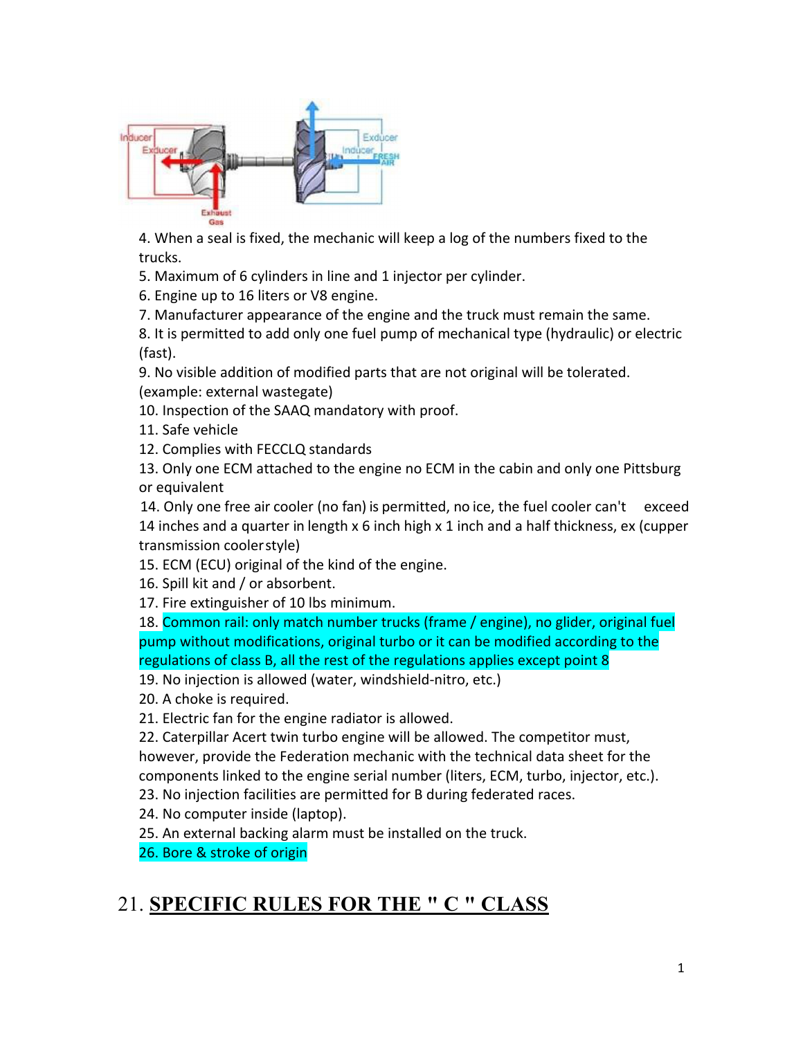4. When a seal is fixed, the mechanic will keep a log of the numbers fixed to the trucks.
5. Maximum of 6 cylinders in line and 1 injector per cylinder.
6. Engine up to 16 liters or V8 engine.
7. Manufacturer appearance of the engine and the truck must remain the same.
8. It is permitted to add only one fuel pump of mechanical type (hydraulic) or electric (fast).
9. No visible addition of modified parts that are not original will be tolerated. (example: external wastegate)
10. Inspection of the SAAQ mandatory with proof.
11. Safe vehicle
12. Complies with FECCLQ standards
13. Only one ECM attached to the engine no ECM in the cabin and only one Pittsburg or equivalent
14. Only one free air cooler (no fan) is permitted, no ice, the fuel cooler can't exceed 14 inches and a quarter in length x 6 inch high x 1 inch and a half thickness, ex (cupper transmission cooler style)
15. ECM (ECU) original of the kind of the engine.
16. Spill kit and / or absorbent.
17. Fire extinguisher of 10 lbs minimum.
18. Common rail: only match number trucks (frame / engine), no glider, original fuel pump without modifications, original turbo or it can be modified according to the regulations of class B, all the rest of the regulations applies except point 8
19. No injection is allowed (water, windshield-nitro, etc.)
20. A choke is required.
21. Electric fan for the engine radiator is allowed.
22. Caterpillar Acert twin turbo engine will be allowed. The competitor must, however, provide the Federation mechanic with the technical data sheet for the components linked to the engine serial number (liters, ECM, turbo, injector, etc.).
23. No injection facilities are permitted for B during federated races.
24. No computer inside (laptop).
25. An external backing alarm must be installed on the truck.
26. Bore & stroke of origin

# 21. SPECIFIC RULES FOR THE " C " CLASS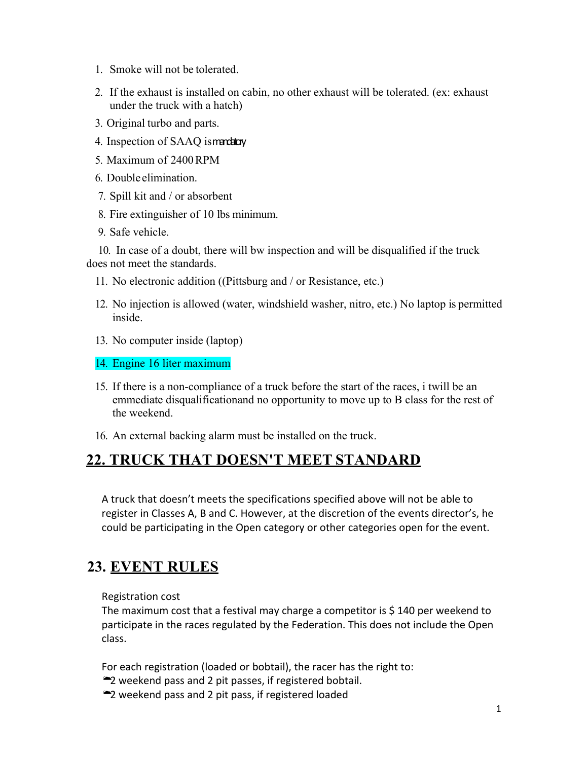1. Smoke will not be tolerated.
2. If the exhaust is installed on cabin, no other exhaust will be tolerated. (ex: exhaust under the truck with a hatch)
3. Original turbo and parts.
4. Inspection of SAAQ is mandatory
5. Maximum of 2400 RPM
6. Double elimination.
7. Spill kit and / or absorbent
8. Fire extinguisher of 10 lbs minimum.
9. Safe vehicle.
10. In case of a doubt, there will bw inspection and will be disqualified if the truck does not meet the standards.
11. No electronic addition ((Pittsburg and / or Resistance, etc.)
12. No injection is allowed (water, windshield washer, nitro, etc.) No laptop is permitted inside.
13. No computer inside (laptop)
14. Engine 16 liter maximum
15. If there is a non-compliance of a truck before the start of the races, i twill be an emmediate disqualificationand no opportunity to move up to B class for the rest of the weekend.
16. An external backing alarm must be installed on the truck.

## 22. TRUCK THAT DOESN'T MEET STANDARD

A truck that doesn't meets the specifications specified above will not be able to register in Classes A, B and C. However, at the discretion of the events director's, he could be participating in the Open category or other categories open for the event.

## 23. EVENT RULES

Registration cost

The maximum cost that a festival may charge a competitor is $ 140 per weekend to participate in the races regulated by the Federation. This does not include the Open class.

For each registration (loaded or bobtail), the racer has the right to:

- 2 weekend pass and 2 pit passes, if registered bobtail.
- 2 weekend pass and 2 pit pass, if registered loaded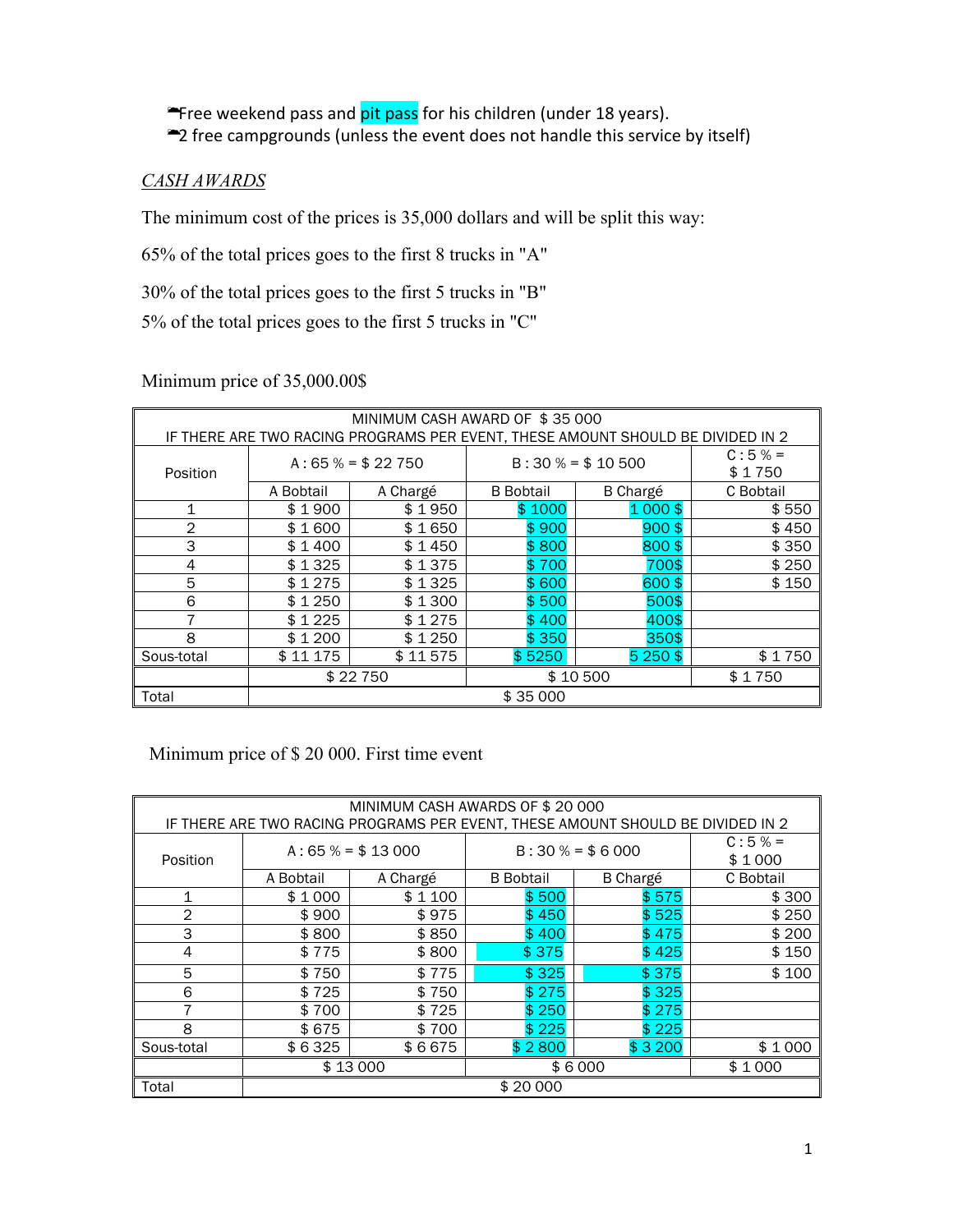- Free weekend pass and pit pass for his children (under 18 years).
- 2 free campgrounds (unless the event does not handle this service by itself)

*CASH AWARDS*

The minimum cost of the prices is 35,000 dollars and will be split this way:

65% of the total prices goes to the first 8 trucks in "A"

30% of the total prices goes to the first 5 trucks in "B"

5% of the total prices goes to the first 5 trucks in "C"

Minimum price of 35,000.00$

| MINIMUM CASH AWARD OF $ 35 000<br>IF THERE ARE TWO RACING PROGRAMS PER EVENT, THESE AMOUNT SHOULD BE DIVIDED IN 2 | | | | | |
|---|---|---|---|---|---|
| Position | A : 65 % = $ 22 750 | | B : 30 % = $ 10 500 | | C : 5 % = $ 1 750 |
| | A Bobtail | A Chargé | B Bobtail | B Chargé | C Bobtail |
| 1 | $ 1 900 | $ 1 950 | $ 1000 | 1 000 $ | $ 550 |
| 2 | $ 1 600 | $ 1 650 | $ 900 | 900 $ | $ 450 |
| 3 | $ 1 400 | $ 1 450 | $ 800 | 800 $ | $ 350 |
| 4 | $ 1 325 | $ 1 375 | $ 700 | 700$ | $ 250 |
| 5 | $ 1 275 | $ 1 325 | $ 600 | 600 $ | $ 150 |
| 6 | $ 1 250 | $ 1 300 | $ 500 | 500$ | |
| 7 | $ 1 225 | $ 1 275 | $ 400 | 400$ | |
| 8 | $ 1 200 | $ 1 250 | $ 350 | 350$ | |
| Sous-total | $ 11 175 | $ 11 575 | $ 5250 | 5 250 $ | $ 1 750 |
| | $ 22 750 | | $ 10 500 | | $ 1 750 |
| Total | $ 35 000 | | | | |

Minimum price of $ 20 000. First time event

| MINIMUM CASH AWARDS OF $ 20 000<br>IF THERE ARE TWO RACING PROGRAMS PER EVENT, THESE AMOUNT SHOULD BE DIVIDED IN 2 | | | | | |
|---|---|---|---|---|---|
| Position | A : 65 % = $ 13 000 | | B : 30 % = $ 6 000 | | C : 5 % = $ 1 000 |
| | A Bobtail | A Chargé | B Bobtail | B Chargé | C Bobtail |
| 1 | $ 1 000 | $ 1 100 | $ 500 | $ 575 | $ 300 |
| 2 | $ 900 | $ 975 | $ 450 | $ 525 | $ 250 |
| 3 | $ 800 | $ 850 | $ 400 | $ 475 | $ 200 |
| 4 | $ 775 | $ 800 | $ 375 | $ 425 | $ 150 |
| 5 | $ 750 | $ 775 | $ 325 | $ 375 | $ 100 |
| 6 | $ 725 | $ 750 | $ 275 | $ 325 | |
| 7 | $ 700 | $ 725 | $ 250 | $ 275 | |
| 8 | $ 675 | $ 700 | $ 225 | $ 225 | |
| Sous-total | $ 6 325 | $ 6 675 | $ 2 800 | $ 3 200 | $ 1 000 |
| | $ 13 000 | | $ 6 000 | | $ 1 000 |
| Total | $ 20 000 | | | | |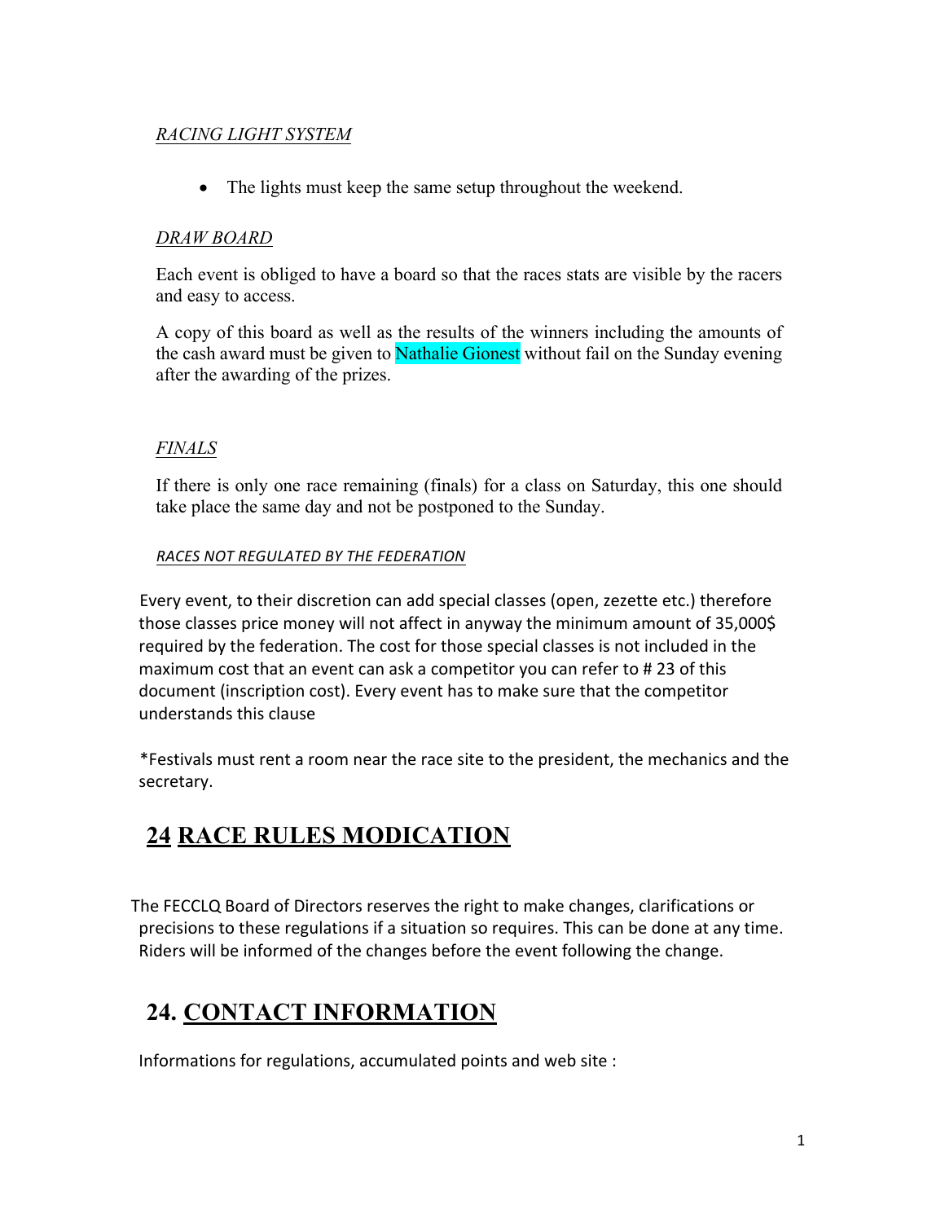*RACING LIGHT SYSTEM*

- The lights must keep the same setup throughout the weekend.

*DRAW BOARD*

Each event is obliged to have a board so that the races stats are visible by the racers and easy to access.

A copy of this board as well as the results of the winners including the amounts of the cash award must be given to Nathalie Gionest without fail on the Sunday evening after the awarding of the prizes.

*FINALS*

If there is only one race remaining (finals) for a class on Saturday, this one should take place the same day and not be postponed to the Sunday.

*RACES NOT REGULATED BY THE FEDERATION*

Every event, to their discretion can add special classes (open, zezette etc.) therefore those classes price money will not affect in anyway the minimum amount of 35,000$ required by the federation. The cost for those special classes is not included in the maximum cost that an event can ask a competitor you can refer to # 23 of this document (inscription cost). Every event has to make sure that the competitor understands this clause

*Festivals must rent a room near the race site to the president, the mechanics and the secretary.

## 24 RACE RULES MODICATION

The FECCLQ Board of Directors reserves the right to make changes, clarifications or precisions to these regulations if a situation so requires. This can be done at any time. Riders will be informed of the changes before the event following the change.

## 24. CONTACT INFORMATION

Informations for regulations, accumulated points and web site :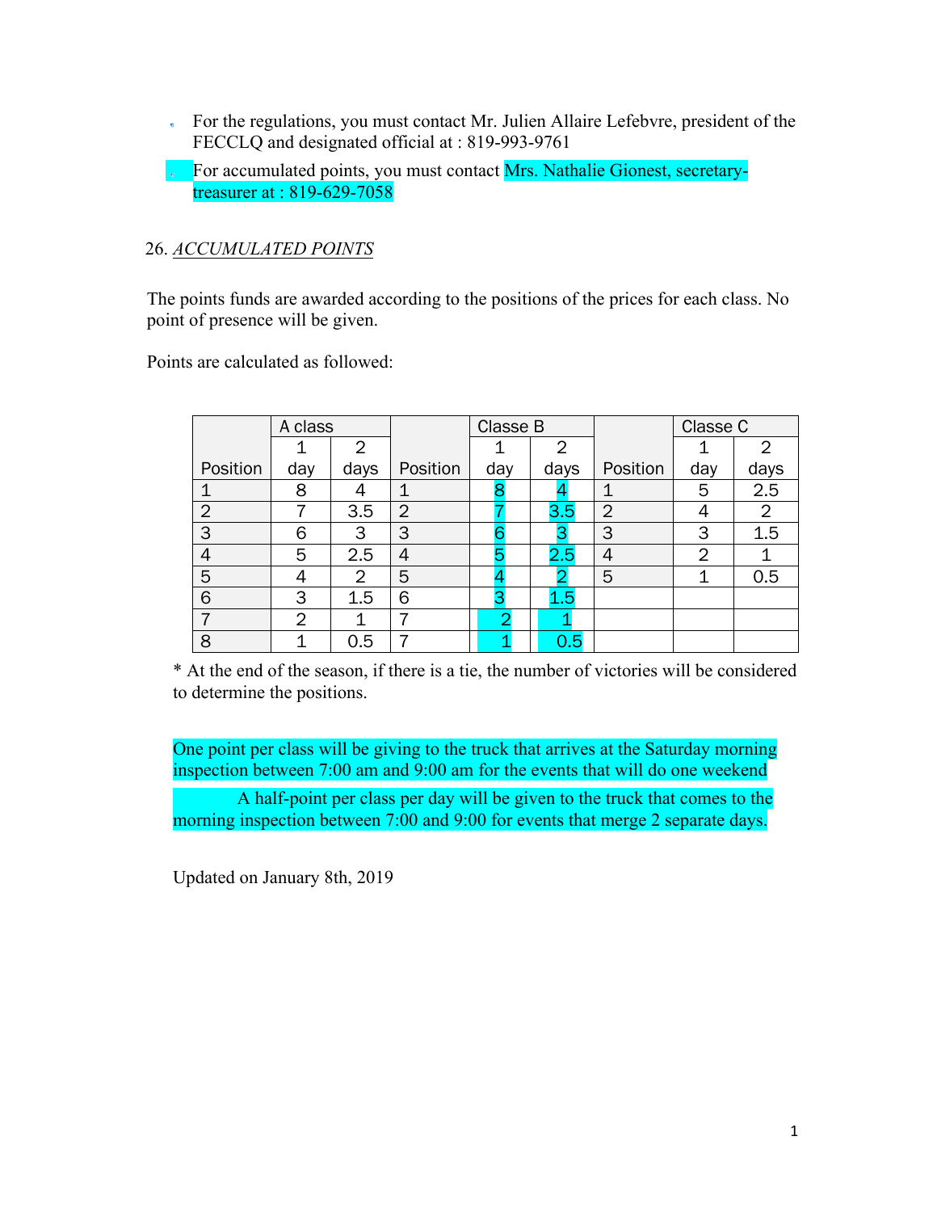- For the regulations, you must contact Mr. Julien Allaire Lefebvre, president of the FECCLQ and designated official at : 819-993-9761
- For accumulated points, you must contact Mrs. Nathalie Gionest, secretary-treasurer at : 819-629-7058

26. *ACCUMULATED POINTS*

The points funds are awarded according to the positions of the prices for each class. No point of presence will be given.

Points are calculated as followed:

| Position | A class 1 day | A class 2 days | Position | Classe B 1 day | Classe B 2 days | Position | Classe C 1 day | Classe C 2 days |
|---|---|---|---|---|---|---|---|---|
| 1 | 8 | 4 | 1 | 8 | 4 | 1 | 5 | 2.5 |
| 2 | 7 | 3.5 | 2 | 7 | 3.5 | 2 | 4 | 2 |
| 3 | 6 | 3 | 3 | 6 | 3 | 3 | 3 | 1.5 |
| 4 | 5 | 2.5 | 4 | 5 | 2.5 | 4 | 2 | 1 |
| 5 | 4 | 2 | 5 | 4 | 2 | 5 | 1 | 0.5 |
| 6 | 3 | 1.5 | 6 | 3 | 1.5 | | | |
| 7 | 2 | 1 | 7 | 2 | 1 | | | |
| 8 | 1 | 0.5 | 7 | 1 | 0.5 | | | |

* At the end of the season, if there is a tie, the number of victories will be considered to determine the positions.

One point per class will be giving to the truck that arrives at the Saturday morning inspection between 7:00 am and 9:00 am for the events that will do one weekend

A half-point per class per day will be given to the truck that comes to the morning inspection between 7:00 and 9:00 for events that merge 2 separate days.

Updated on January 8th, 2019